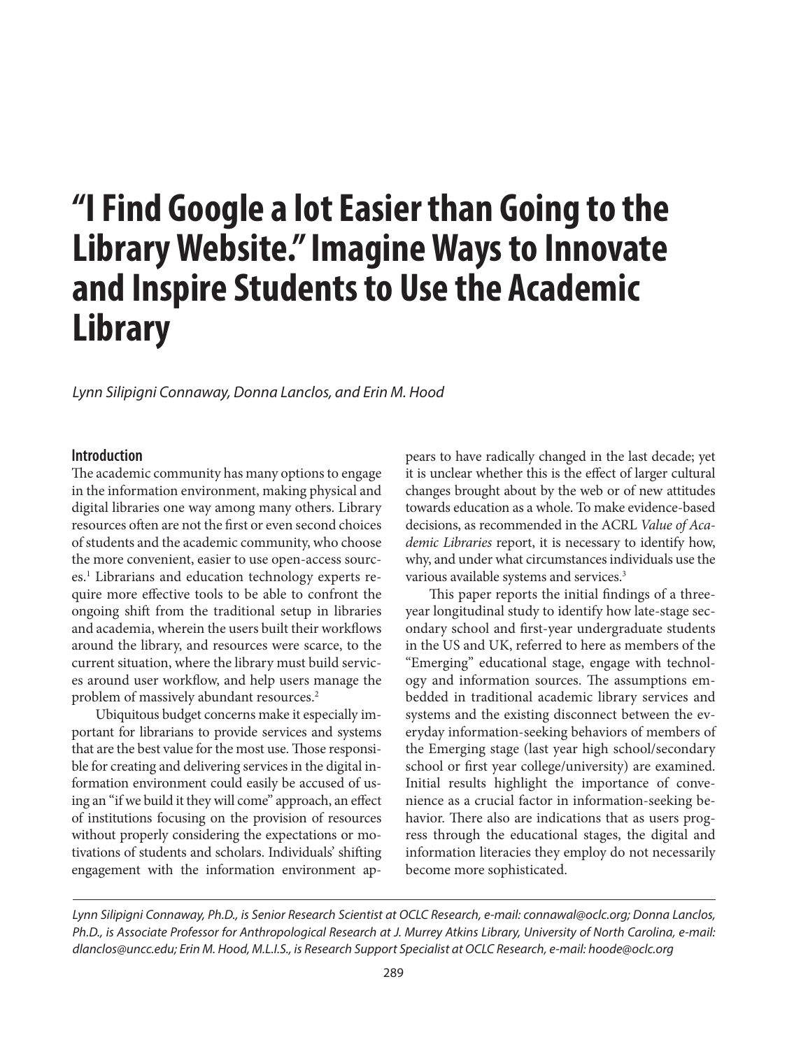# "I Find Google a lot Easier than Going to the Library Website." Imagine Ways to Innovate and Inspire Students to Use the Academic Library

*Lynn Silipigni Connaway, Donna Lanclos, and Erin M. Hood*

## Introduction

The academic community has many options to engage in the information environment, making physical and digital libraries one way among many others. Library resources often are not the first or even second choices of students and the academic community, who choose the more convenient, easier to use open-access sources.[1] Librarians and education technology experts require more effective tools to be able to confront the ongoing shift from the traditional setup in libraries and academia, wherein the users built their workflows around the library, and resources were scarce, to the current situation, where the library must build services around user workflow, and help users manage the problem of massively abundant resources.[2]

Ubiquitous budget concerns make it especially important for librarians to provide services and systems that are the best value for the most use. Those responsible for creating and delivering services in the digital information environment could easily be accused of using an "if we build it they will come" approach, an effect of institutions focusing on the provision of resources without properly considering the expectations or motivations of students and scholars. Individuals' shifting engagement with the information environment appears to have radically changed in the last decade; yet it is unclear whether this is the effect of larger cultural changes brought about by the web or of new attitudes towards education as a whole. To make evidence-based decisions, as recommended in the ACRL *Value of Academic Libraries* report, it is necessary to identify how, why, and under what circumstances individuals use the various available systems and services.[3]

This paper reports the initial findings of a three-year longitudinal study to identify how late-stage secondary school and first-year undergraduate students in the US and UK, referred to here as members of the "Emerging" educational stage, engage with technology and information sources. The assumptions embedded in traditional academic library services and systems and the existing disconnect between the everyday information-seeking behaviors of members of the Emerging stage (last year high school/secondary school or first year college/university) are examined. Initial results highlight the importance of convenience as a crucial factor in information-seeking behavior. There also are indications that as users progress through the educational stages, the digital and information literacies they employ do not necessarily become more sophisticated.

---

*Lynn Silipigni Connaway, Ph.D., is Senior Research Scientist at OCLC Research, e-mail: connawal@oclc.org; Donna Lanclos, Ph.D., is Associate Professor for Anthropological Research at J. Murrey Atkins Library, University of North Carolina, e-mail: dlanclos@uncc.edu; Erin M. Hood, M.L.I.S., is Research Support Specialist at OCLC Research, e-mail: hoode@oclc.org*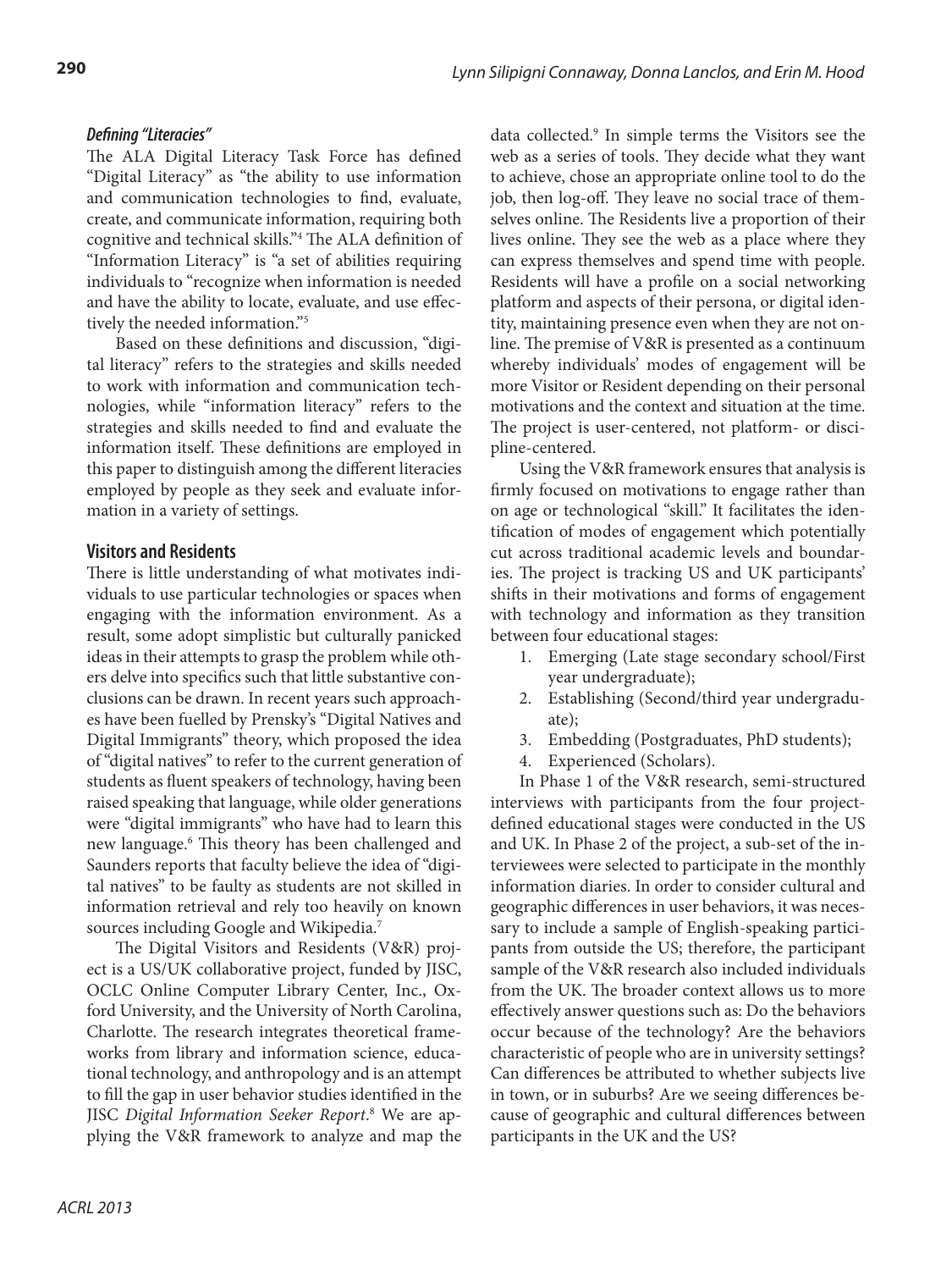### *Defining "Literacies"*

The ALA Digital Literacy Task Force has defined "Digital Literacy" as "the ability to use information and communication technologies to find, evaluate, create, and communicate information, requiring both cognitive and technical skills."[4] The ALA definition of "Information Literacy" is "a set of abilities requiring individuals to "recognize when information is needed and have the ability to locate, evaluate, and use effectively the needed information."[5]

Based on these definitions and discussion, "digital literacy" refers to the strategies and skills needed to work with information and communication technologies, while "information literacy" refers to the strategies and skills needed to find and evaluate the information itself. These definitions are employed in this paper to distinguish among the different literacies employed by people as they seek and evaluate information in a variety of settings.

## Visitors and Residents

There is little understanding of what motivates individuals to use particular technologies or spaces when engaging with the information environment. As a result, some adopt simplistic but culturally panicked ideas in their attempts to grasp the problem while others delve into specifics such that little substantive conclusions can be drawn. In recent years such approaches have been fuelled by Prensky's "Digital Natives and Digital Immigrants" theory, which proposed the idea of "digital natives" to refer to the current generation of students as fluent speakers of technology, having been raised speaking that language, while older generations were "digital immigrants" who have had to learn this new language.[6] This theory has been challenged and Saunders reports that faculty believe the idea of "digital natives" to be faulty as students are not skilled in information retrieval and rely too heavily on known sources including Google and Wikipedia.[7]

The Digital Visitors and Residents (V&R) project is a US/UK collaborative project, funded by JISC, OCLC Online Computer Library Center, Inc., Oxford University, and the University of North Carolina, Charlotte. The research integrates theoretical frameworks from library and information science, educational technology, and anthropology and is an attempt to fill the gap in user behavior studies identified in the JISC *Digital Information Seeker Report*.[8] We are applying the V&R framework to analyze and map the data collected.[9] In simple terms the Visitors see the web as a series of tools. They decide what they want to achieve, chose an appropriate online tool to do the job, then log-off. They leave no social trace of themselves online. The Residents live a proportion of their lives online. They see the web as a place where they can express themselves and spend time with people. Residents will have a profile on a social networking platform and aspects of their persona, or digital identity, maintaining presence even when they are not online. The premise of V&R is presented as a continuum whereby individuals' modes of engagement will be more Visitor or Resident depending on their personal motivations and the context and situation at the time. The project is user-centered, not platform- or discipline-centered.

Using the V&R framework ensures that analysis is firmly focused on motivations to engage rather than on age or technological "skill." It facilitates the identification of modes of engagement which potentially cut across traditional academic levels and boundaries. The project is tracking US and UK participants' shifts in their motivations and forms of engagement with technology and information as they transition between four educational stages:

1. Emerging (Late stage secondary school/First year undergraduate);
2. Establishing (Second/third year undergraduate);
3. Embedding (Postgraduates, PhD students);
4. Experienced (Scholars).

In Phase 1 of the V&R research, semi-structured interviews with participants from the four project-defined educational stages were conducted in the US and UK. In Phase 2 of the project, a sub-set of the interviewees were selected to participate in the monthly information diaries. In order to consider cultural and geographic differences in user behaviors, it was necessary to include a sample of English-speaking participants from outside the US; therefore, the participant sample of the V&R research also included individuals from the UK. The broader context allows us to more effectively answer questions such as: Do the behaviors occur because of the technology? Are the behaviors characteristic of people who are in university settings? Can differences be attributed to whether subjects live in town, or in suburbs? Are we seeing differences because of geographic and cultural differences between participants in the UK and the US?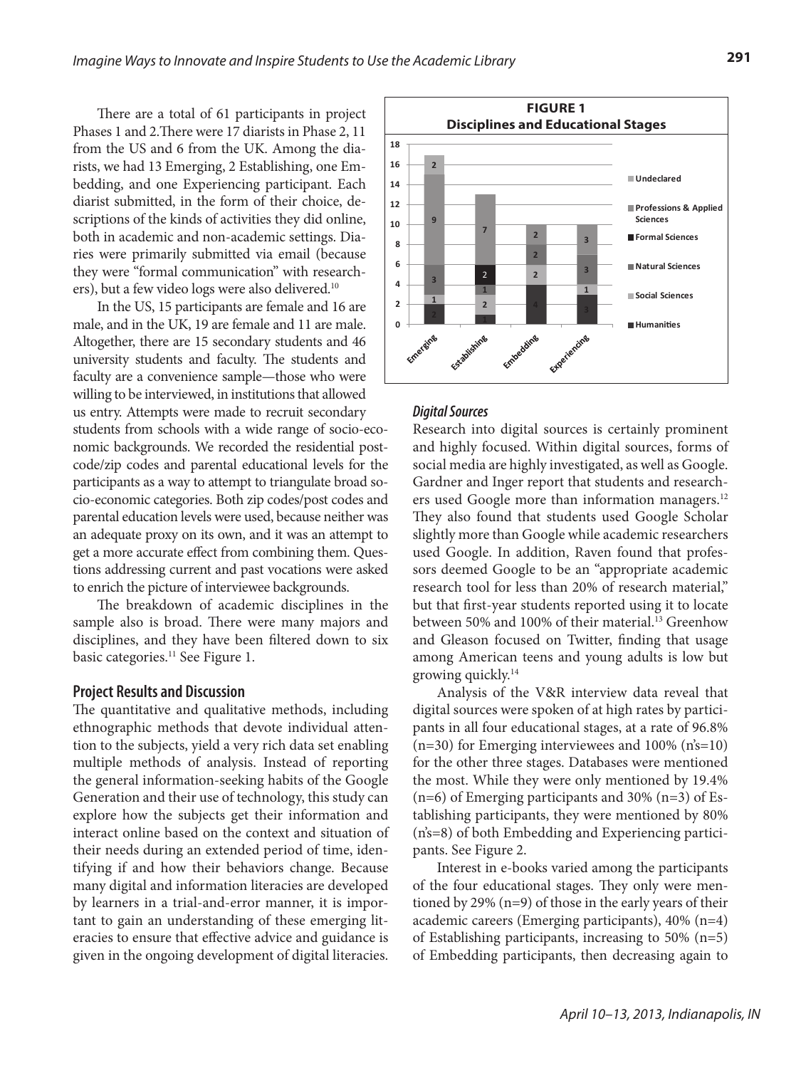There are a total of 61 participants in project Phases 1 and 2. There were 17 diarists in Phase 2, 11 from the US and 6 from the UK. Among the diarists, we had 13 Emerging, 2 Establishing, one Embedding, and one Experiencing participant. Each diarist submitted, in the form of their choice, descriptions of the kinds of activities they did online, both in academic and non-academic settings. Diaries were primarily submitted via email (because they were "formal communication" with researchers), but a few video logs were also delivered.[10]

In the US, 15 participants are female and 16 are male, and in the UK, 19 are female and 11 are male. Altogether, there are 15 secondary students and 46 university students and faculty. The students and faculty are a convenience sample—those who were willing to be interviewed, in institutions that allowed us entry. Attempts were made to recruit secondary students from schools with a wide range of socio-economic backgrounds. We recorded the residential post-code/zip codes and parental educational levels for the participants as a way to attempt to triangulate broad socio-economic categories. Both zip codes/post codes and parental education levels were used, because neither was an adequate proxy on its own, and it was an attempt to get a more accurate effect from combining them. Questions addressing current and past vocations were asked to enrich the picture of interviewee backgrounds.

The breakdown of academic disciplines in the sample also is broad. There were many majors and disciplines, and they have been filtered down to six basic categories.[11] See Figure 1.

**FIGURE 1**
**Disciplines and Educational Stages**

| | Emerging | Establishing | Embedding | Experiencing |
|---|---|---|---|---|
| Undeclared | 2 | | | |
| Professions & Applied Sciences | 9 | 7 | 2 | 3 |
| Formal Sciences | | 2 | | |
| Natural Sciences | 3 | 1 | 2 | 3 |
| Social Sciences | 1 | 2 | 2 | 1 |
| Humanities | 2 | 1 | 4 | 3 |

## Project Results and Discussion

The quantitative and qualitative methods, including ethnographic methods that devote individual attention to the subjects, yield a very rich data set enabling multiple methods of analysis. Instead of reporting the general information-seeking habits of the Google Generation and their use of technology, this study can explore how the subjects get their information and interact online based on the context and situation of their needs during an extended period of time, identifying if and how their behaviors change. Because many digital and information literacies are developed by learners in a trial-and-error manner, it is important to gain an understanding of these emerging literacies to ensure that effective advice and guidance is given in the ongoing development of digital literacies.

### *Digital Sources*

Research into digital sources is certainly prominent and highly focused. Within digital sources, forms of social media are highly investigated, as well as Google. Gardner and Inger report that students and researchers used Google more than information managers.[12] They also found that students used Google Scholar slightly more than Google while academic researchers used Google. In addition, Raven found that professors deemed Google to be an "appropriate academic research tool for less than 20% of research material," but that first-year students reported using it to locate between 50% and 100% of their material.[13] Greenhow and Gleason focused on Twitter, finding that usage among American teens and young adults is low but growing quickly.[14]

Analysis of the V&R interview data reveal that digital sources were spoken of at high rates by participants in all four educational stages, at a rate of 96.8% (n=30) for Emerging interviewees and 100% (n's=10) for the other three stages. Databases were mentioned the most. While they were only mentioned by 19.4% (n=6) of Emerging participants and 30% (n=3) of Establishing participants, they were mentioned by 80% (n's=8) of both Embedding and Experiencing participants. See Figure 2.

Interest in e-books varied among the participants of the four educational stages. They only were mentioned by 29% (n=9) of those in the early years of their academic careers (Emerging participants), 40% (n=4) of Establishing participants, increasing to 50% (n=5) of Embedding participants, then decreasing again to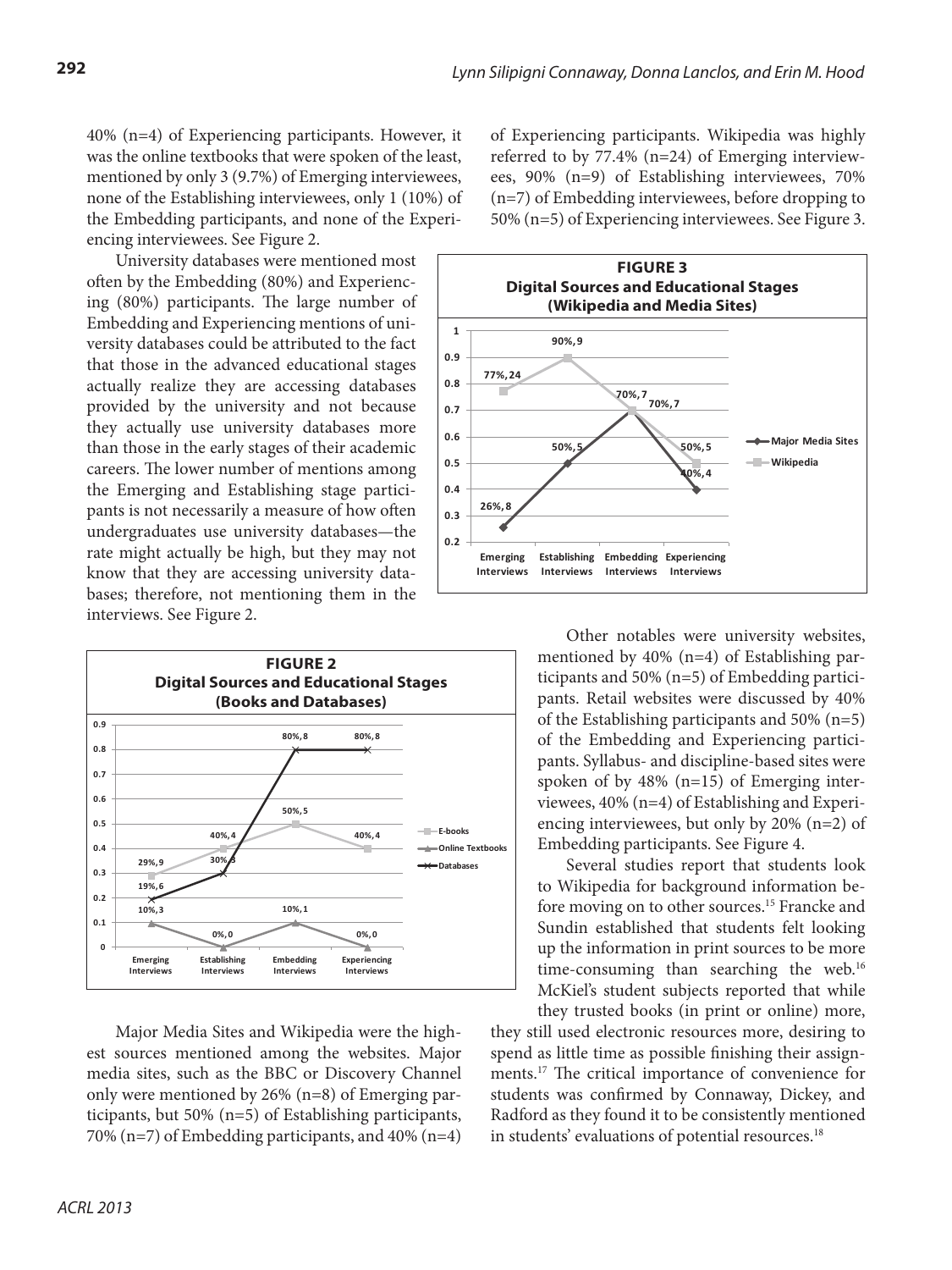40% (n=4) of Experiencing participants. However, it was the online textbooks that were spoken of the least, mentioned by only 3 (9.7%) of Emerging interviewees, none of the Establishing interviewees, only 1 (10%) of the Embedding participants, and none of the Experiencing interviewees. See Figure 2.

University databases were mentioned most often by the Embedding (80%) and Experiencing (80%) participants. The large number of Embedding and Experiencing mentions of university databases could be attributed to the fact that those in the advanced educational stages actually realize they are accessing databases provided by the university and not because they actually use university databases more than those in the early stages of their academic careers. The lower number of mentions among the Emerging and Establishing stage participants is not necessarily a measure of how often undergraduates use university databases—the rate might actually be high, but they may not know that they are accessing university databases; therefore, not mentioning them in the interviews. See Figure 2.

**FIGURE 2**
**Digital Sources and Educational Stages (Books and Databases)**

| | Emerging Interviews | Establishing Interviews | Embedding Interviews | Experiencing Interviews |
|---|---|---|---|---|
| E-books | 29%, 9 | 40%, 4 | 50%, 5 | 40%, 4 |
| Online Textbooks | 10%, 3 | 0%, 0 | 10%, 1 | 0%, 0 |
| Databases | 19%, 6 | 30%, 3 | 80%, 8 | 80%, 8 |

Major Media Sites and Wikipedia were the highest sources mentioned among the websites. Major media sites, such as the BBC or Discovery Channel only were mentioned by 26% (n=8) of Emerging participants, but 50% (n=5) of Establishing participants, 70% (n=7) of Embedding participants, and 40% (n=4) of Experiencing participants. Wikipedia was highly referred to by 77.4% (n=24) of Emerging interviewees, 90% (n=9) of Establishing interviewees, 70% (n=7) of Embedding interviewees, before dropping to 50% (n=5) of Experiencing interviewees. See Figure 3.

**FIGURE 3**
**Digital Sources and Educational Stages (Wikipedia and Media Sites)**

| | Emerging Interviews | Establishing Interviews | Embedding Interviews | Experiencing Interviews |
|---|---|---|---|---|
| Major Media Sites | 26%, 8 | 50%, 5 | 70%, 7 | 40%, 4 |
| Wikipedia | 77%, 24 | 90%, 9 | 70%, 7 | 50%, 5 |

Other notables were university websites, mentioned by 40% (n=4) of Establishing participants and 50% (n=5) of Embedding participants. Retail websites were discussed by 40% of the Establishing participants and 50% (n=5) of the Embedding and Experiencing participants. Syllabus- and discipline-based sites were spoken of by 48% (n=15) of Emerging interviewees, 40% (n=4) of Establishing and Experiencing interviewees, but only by 20% (n=2) of Embedding participants. See Figure 4.

Several studies report that students look to Wikipedia for background information before moving on to other sources.[15] Francke and Sundin established that students felt looking up the information in print sources to be more time-consuming than searching the web.[16] McKiel's student subjects reported that while they trusted books (in print or online) more, they still used electronic resources more, desiring to spend as little time as possible finishing their assignments.[17] The critical importance of convenience for students was confirmed by Connaway, Dickey, and Radford as they found it to be consistently mentioned in students' evaluations of potential resources.[18]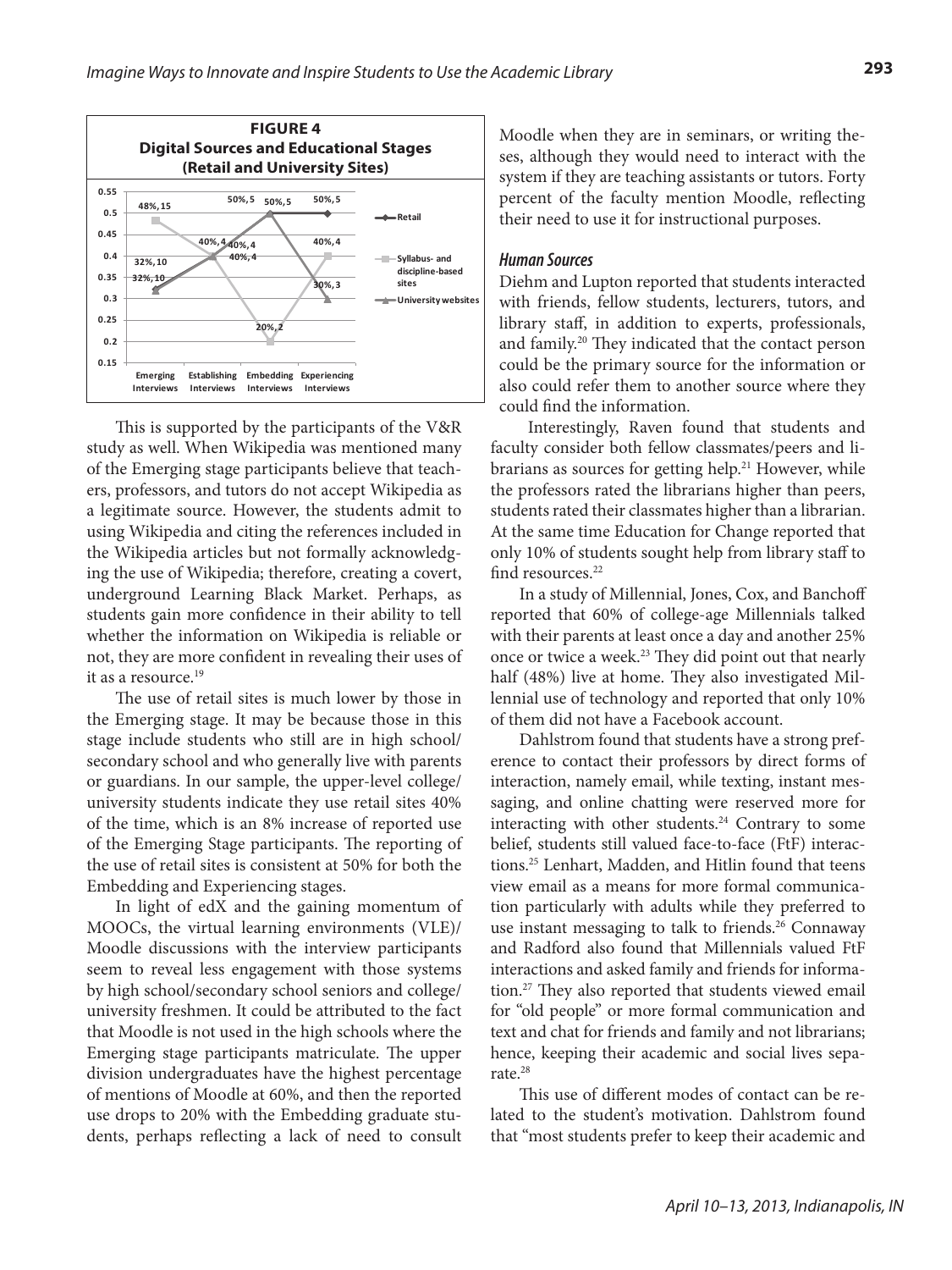**FIGURE 4**
**Digital Sources and Educational Stages (Retail and University Sites)**

This is supported by the participants of the V&R study as well. When Wikipedia was mentioned many of the Emerging stage participants believe that teachers, professors, and tutors do not accept Wikipedia as a legitimate source. However, the students admit to using Wikipedia and citing the references included in the Wikipedia articles but not formally acknowledging the use of Wikipedia; therefore, creating a covert, underground Learning Black Market. Perhaps, as students gain more confidence in their ability to tell whether the information on Wikipedia is reliable or not, they are more confident in revealing their uses of it as a resource.[19]

The use of retail sites is much lower by those in the Emerging stage. It may be because those in this stage include students who still are in high school/secondary school and who generally live with parents or guardians. In our sample, the upper-level college/university students indicate they use retail sites 40% of the time, which is an 8% increase of reported use of the Emerging Stage participants. The reporting of the use of retail sites is consistent at 50% for both the Embedding and Experiencing stages.

In light of edX and the gaining momentum of MOOCs, the virtual learning environments (VLE)/Moodle discussions with the interview participants seem to reveal less engagement with those systems by high school/secondary school seniors and college/university freshmen. It could be attributed to the fact that Moodle is not used in the high schools where the Emerging stage participants matriculate. The upper division undergraduates have the highest percentage of mentions of Moodle at 60%, and then the reported use drops to 20% with the Embedding graduate students, perhaps reflecting a lack of need to consult Moodle when they are in seminars, or writing theses, although they would need to interact with the system if they are teaching assistants or tutors. Forty percent of the faculty mention Moodle, reflecting their need to use it for instructional purposes.

### *Human Sources*

Diehm and Lupton reported that students interacted with friends, fellow students, lecturers, tutors, and library staff, in addition to experts, professionals, and family.[20] They indicated that the contact person could be the primary source for the information or also could refer them to another source where they could find the information.

Interestingly, Raven found that students and faculty consider both fellow classmates/peers and librarians as sources for getting help.[21] However, while the professors rated the librarians higher than peers, students rated their classmates higher than a librarian. At the same time Education for Change reported that only 10% of students sought help from library staff to find resources.[22]

In a study of Millennial, Jones, Cox, and Banchoff reported that 60% of college-age Millennials talked with their parents at least once a day and another 25% once or twice a week.[23] They did point out that nearly half (48%) live at home. They also investigated Millennial use of technology and reported that only 10% of them did not have a Facebook account.

Dahlstrom found that students have a strong preference to contact their professors by direct forms of interaction, namely email, while texting, instant messaging, and online chatting were reserved more for interacting with other students.[24] Contrary to some belief, students still valued face-to-face (FtF) interactions.[25] Lenhart, Madden, and Hitlin found that teens view email as a means for more formal communication particularly with adults while they preferred to use instant messaging to talk to friends.[26] Connaway and Radford also found that Millennials valued FtF interactions and asked family and friends for information.[27] They also reported that students viewed email for "old people" or more formal communication and text and chat for friends and family and not librarians; hence, keeping their academic and social lives separate.[28]

This use of different modes of contact can be related to the student's motivation. Dahlstrom found that "most students prefer to keep their academic and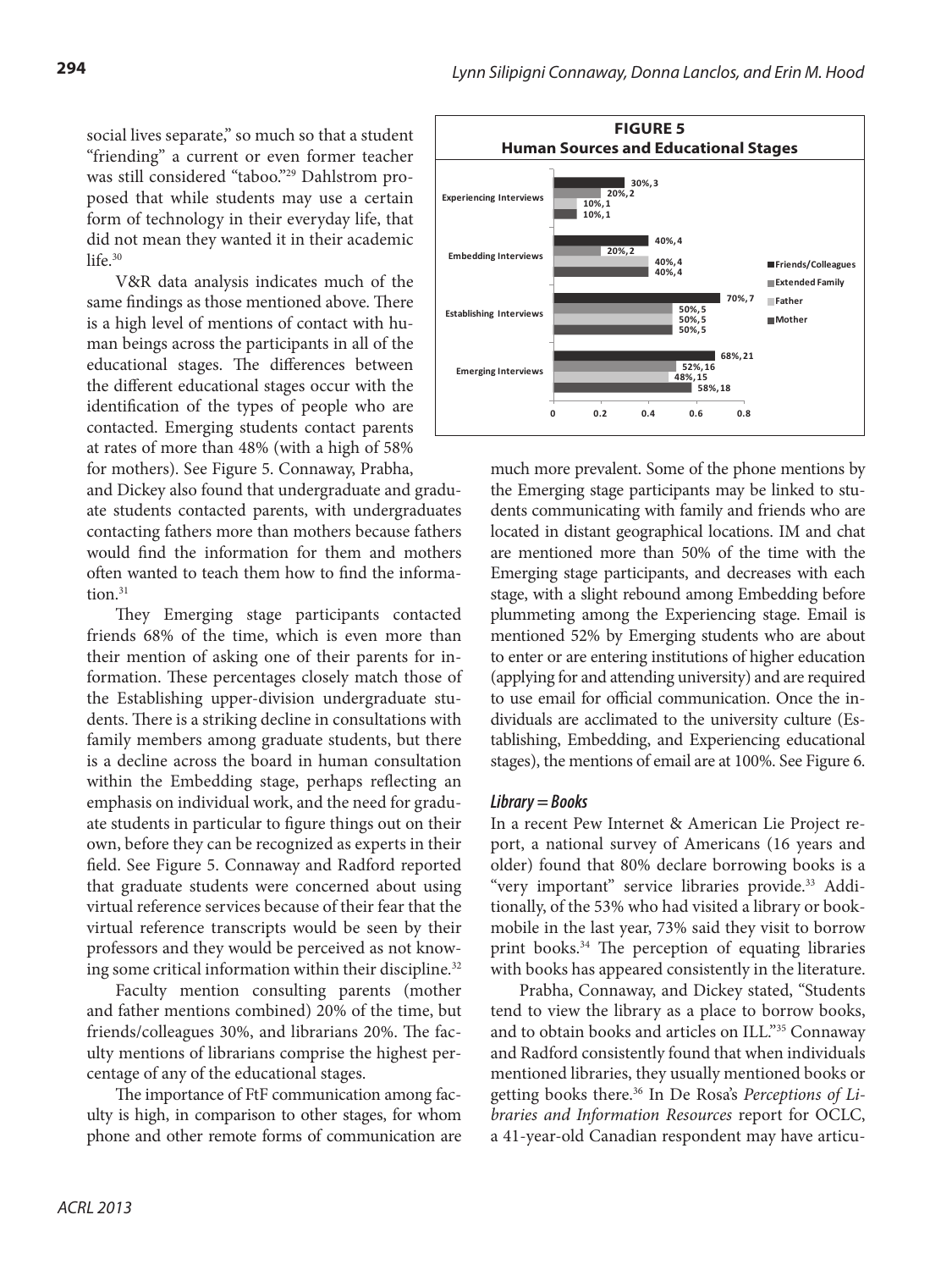social lives separate," so much so that a student "friending" a current or even former teacher was still considered "taboo."[29] Dahlstrom proposed that while students may use a certain form of technology in their everyday life, that did not mean they wanted it in their academic life.[30]

**FIGURE 5**
**Human Sources and Educational Stages**

| | Friends/Colleagues | Extended Family | Father | Mother |
|---|---|---|---|---|
| Experiencing Interviews | 30%, 3 | 20%, 2 | 10%, 1 | 10%, 1 |
| Embedding Interviews | 40%, 4 | 20%, 2 | 40%, 4 | 40%, 4 |
| Establishing Interviews | 70%, 7 | 50%, 5 | 50%, 5 | 50%, 5 |
| Emerging Interviews | 68%, 21 | 52%, 16 | 48%, 15 | 58%, 18 |

V&R data analysis indicates much of the same findings as those mentioned above. There is a high level of mentions of contact with human beings across the participants in all of the educational stages. The differences between the different educational stages occur with the identification of the types of people who are contacted. Emerging students contact parents at rates of more than 48% (with a high of 58% for mothers). See Figure 5. Connaway, Prabha, and Dickey also found that undergraduate and graduate students contacted parents, with undergraduates contacting fathers more than mothers because fathers would find the information for them and mothers often wanted to teach them how to find the information.[31]

They Emerging stage participants contacted friends 68% of the time, which is even more than their mention of asking one of their parents for information. These percentages closely match those of the Establishing upper-division undergraduate students. There is a striking decline in consultations with family members among graduate students, but there is a decline across the board in human consultation within the Embedding stage, perhaps reflecting an emphasis on individual work, and the need for graduate students in particular to figure things out on their own, before they can be recognized as experts in their field. See Figure 5. Connaway and Radford reported that graduate students were concerned about using virtual reference services because of their fear that the virtual reference transcripts would be seen by their professors and they would be perceived as not knowing some critical information within their discipline.[32]

Faculty mention consulting parents (mother and father mentions combined) 20% of the time, but friends/colleagues 30%, and librarians 20%. The faculty mentions of librarians comprise the highest percentage of any of the educational stages.

The importance of FtF communication among faculty is high, in comparison to other stages, for whom phone and other remote forms of communication are much more prevalent. Some of the phone mentions by the Emerging stage participants may be linked to students communicating with family and friends who are located in distant geographical locations. IM and chat are mentioned more than 50% of the time with the Emerging stage participants, and decreases with each stage, with a slight rebound among Embedding before plummeting among the Experiencing stage. Email is mentioned 52% by Emerging students who are about to enter or are entering institutions of higher education (applying for and attending university) and are required to use email for official communication. Once the individuals are acclimated to the university culture (Establishing, Embedding, and Experiencing educational stages), the mentions of email are at 100%. See Figure 6.

### *Library = Books*

In a recent Pew Internet & American Lie Project report, a national survey of Americans (16 years and older) found that 80% declare borrowing books is a "very important" service libraries provide.[33] Additionally, of the 53% who had visited a library or bookmobile in the last year, 73% said they visit to borrow print books.[34] The perception of equating libraries with books has appeared consistently in the literature.

Prabha, Connaway, and Dickey stated, "Students tend to view the library as a place to borrow books, and to obtain books and articles on ILL."[35] Connaway and Radford consistently found that when individuals mentioned libraries, they usually mentioned books or getting books there.[36] In De Rosa's *Perceptions of Libraries and Information Resources* report for OCLC, a 41-year-old Canadian respondent may have articu-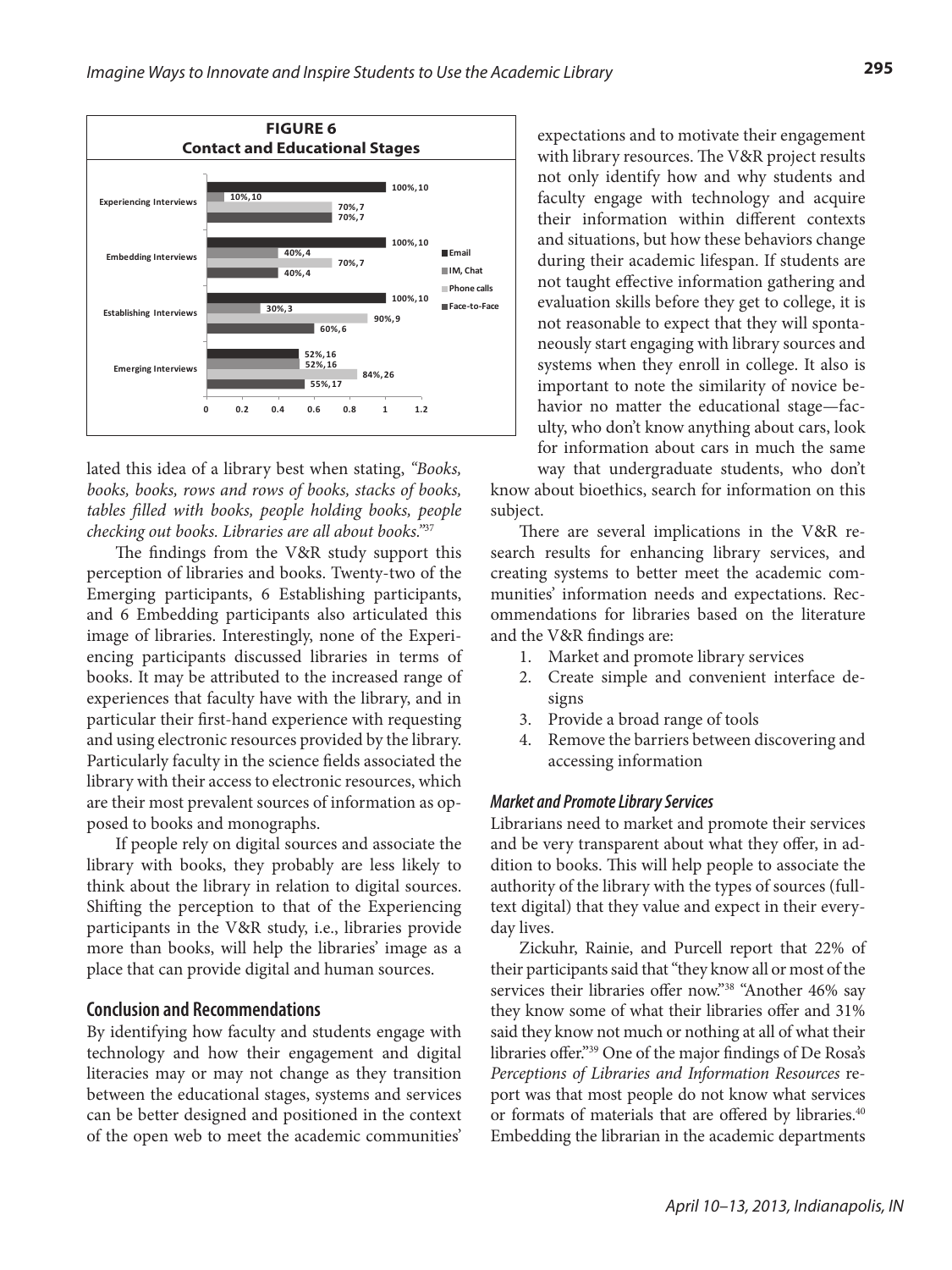**FIGURE 6**
**Contact and Educational Stages**

| | Email | IM, Chat | Phone calls | Face-to-Face |
|---|---|---|---|---|
| Experiencing Interviews | 100%, 10 | 10%, 10 | 70%, 7 | 70%, 7 |
| Embedding Interviews | 100%, 10 | 40%, 4 | 70%, 7 | 40%, 4 |
| Establishing Interviews | 100%, 10 | 30%, 3 | 90%, 9 | 60%, 6 |
| Emerging Interviews | 52%, 16 | 52%, 16 | 84%, 26 | 55%, 17 |

lated this idea of a library best when stating, *"Books, books, books, rows and rows of books, stacks of books, tables filled with books, people holding books, people checking out books. Libraries are all about books."*[37]

The findings from the V&R study support this perception of libraries and books. Twenty-two of the Emerging participants, 6 Establishing participants, and 6 Embedding participants also articulated this image of libraries. Interestingly, none of the Experiencing participants discussed libraries in terms of books. It may be attributed to the increased range of experiences that faculty have with the library, and in particular their first-hand experience with requesting and using electronic resources provided by the library. Particularly faculty in the science fields associated the library with their access to electronic resources, which are their most prevalent sources of information as opposed to books and monographs.

If people rely on digital sources and associate the library with books, they probably are less likely to think about the library in relation to digital sources. Shifting the perception to that of the Experiencing participants in the V&R study, i.e., libraries provide more than books, will help the libraries' image as a place that can provide digital and human sources.

## Conclusion and Recommendations

By identifying how faculty and students engage with technology and how their engagement and digital literacies may or may not change as they transition between the educational stages, systems and services can be better designed and positioned in the context of the open web to meet the academic communities' expectations and to motivate their engagement with library resources. The V&R project results not only identify how and why students and faculty engage with technology and acquire their information within different contexts and situations, but how these behaviors change during their academic lifespan. If students are not taught effective information gathering and evaluation skills before they get to college, it is not reasonable to expect that they will spontaneously start engaging with library sources and systems when they enroll in college. It also is important to note the similarity of novice behavior no matter the educational stage—faculty, who don't know anything about cars, look for information about cars in much the same way that undergraduate students, who don't know about bioethics, search for information on this subject.

There are several implications in the V&R research results for enhancing library services, and creating systems to better meet the academic communities' information needs and expectations. Recommendations for libraries based on the literature and the V&R findings are:

1. Market and promote library services
2. Create simple and convenient interface designs
3. Provide a broad range of tools
4. Remove the barriers between discovering and accessing information

### *Market and Promote Library Services*

Librarians need to market and promote their services and be very transparent about what they offer, in addition to books. This will help people to associate the authority of the library with the types of sources (full-text digital) that they value and expect in their everyday lives.

Zickuhr, Rainie, and Purcell report that 22% of their participants said that "they know all or most of the services their libraries offer now."[38] "Another 46% say they know some of what their libraries offer and 31% said they know not much or nothing at all of what their libraries offer."[39] One of the major findings of De Rosa's *Perceptions of Libraries and Information Resources* report was that most people do not know what services or formats of materials that are offered by libraries.[40] Embedding the librarian in the academic departments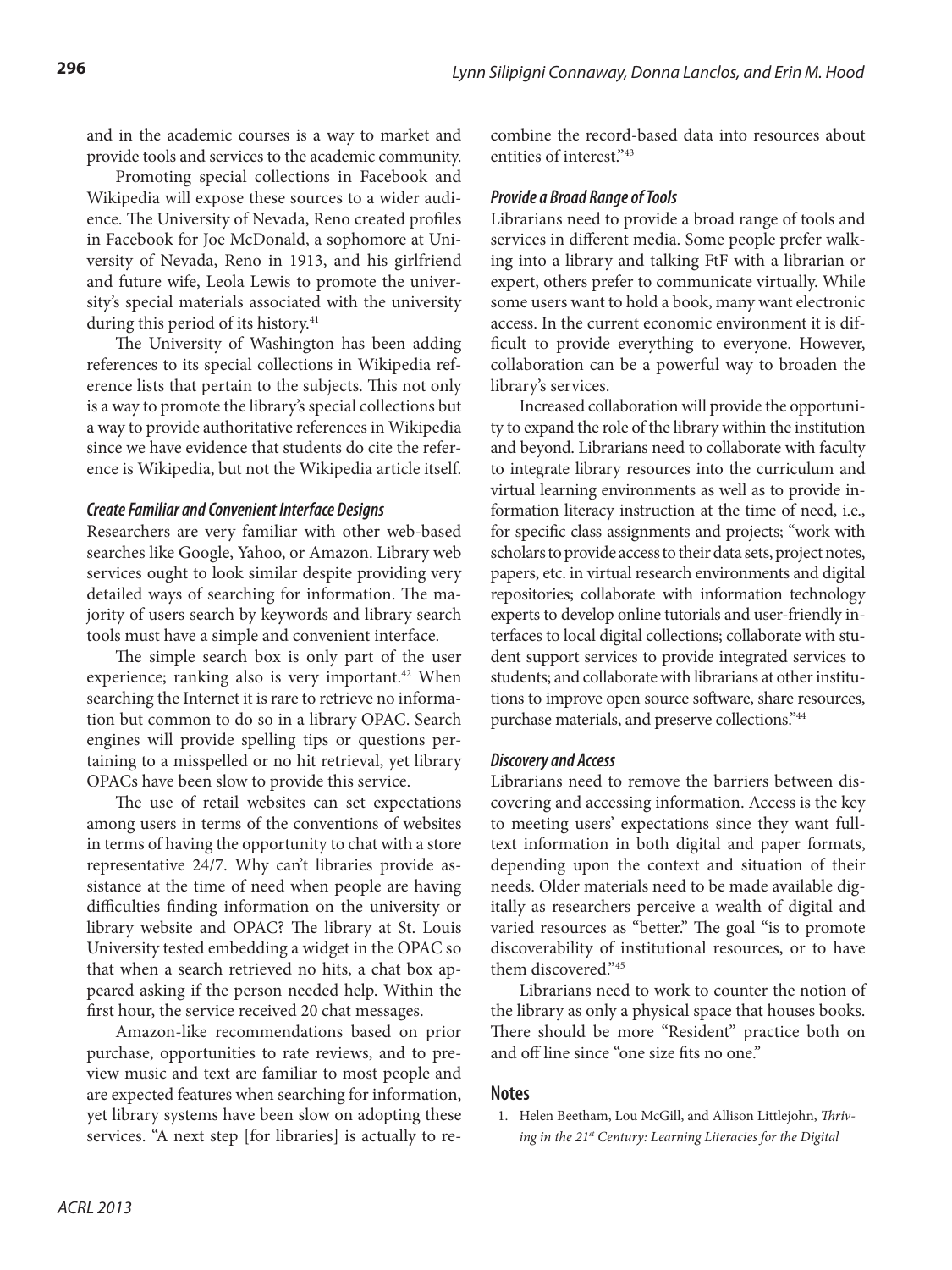and in the academic courses is a way to market and provide tools and services to the academic community.

Promoting special collections in Facebook and Wikipedia will expose these sources to a wider audience. The University of Nevada, Reno created profiles in Facebook for Joe McDonald, a sophomore at University of Nevada, Reno in 1913, and his girlfriend and future wife, Leola Lewis to promote the university's special materials associated with the university during this period of its history.[41]

The University of Washington has been adding references to its special collections in Wikipedia reference lists that pertain to the subjects. This not only is a way to promote the library's special collections but a way to provide authoritative references in Wikipedia since we have evidence that students do cite the reference is Wikipedia, but not the Wikipedia article itself.

### *Create Familiar and Convenient Interface Designs*

Researchers are very familiar with other web-based searches like Google, Yahoo, or Amazon. Library web services ought to look similar despite providing very detailed ways of searching for information. The majority of users search by keywords and library search tools must have a simple and convenient interface.

The simple search box is only part of the user experience; ranking also is very important.[42] When searching the Internet it is rare to retrieve no information but common to do so in a library OPAC. Search engines will provide spelling tips or questions pertaining to a misspelled or no hit retrieval, yet library OPACs have been slow to provide this service.

The use of retail websites can set expectations among users in terms of the conventions of websites in terms of having the opportunity to chat with a store representative 24/7. Why can't libraries provide assistance at the time of need when people are having difficulties finding information on the university or library website and OPAC? The library at St. Louis University tested embedding a widget in the OPAC so that when a search retrieved no hits, a chat box appeared asking if the person needed help. Within the first hour, the service received 20 chat messages.

Amazon-like recommendations based on prior purchase, opportunities to rate reviews, and to preview music and text are familiar to most people and are expected features when searching for information, yet library systems have been slow on adopting these services. "A next step [for libraries] is actually to recombine the record-based data into resources about entities of interest."[43]

### *Provide a Broad Range of Tools*

Librarians need to provide a broad range of tools and services in different media. Some people prefer walking into a library and talking FtF with a librarian or expert, others prefer to communicate virtually. While some users want to hold a book, many want electronic access. In the current economic environment it is difficult to provide everything to everyone. However, collaboration can be a powerful way to broaden the library's services.

Increased collaboration will provide the opportunity to expand the role of the library within the institution and beyond. Librarians need to collaborate with faculty to integrate library resources into the curriculum and virtual learning environments as well as to provide information literacy instruction at the time of need, i.e., for specific class assignments and projects; "work with scholars to provide access to their data sets, project notes, papers, etc. in virtual research environments and digital repositories; collaborate with information technology experts to develop online tutorials and user-friendly interfaces to local digital collections; collaborate with student support services to provide integrated services to students; and collaborate with librarians at other institutions to improve open source software, share resources, purchase materials, and preserve collections."[44]

### *Discovery and Access*

Librarians need to remove the barriers between discovering and accessing information. Access is the key to meeting users' expectations since they want full-text information in both digital and paper formats, depending upon the context and situation of their needs. Older materials need to be made available digitally as researchers perceive a wealth of digital and varied resources as "better." The goal "is to promote discoverability of institutional resources, or to have them discovered."[45]

Librarians need to work to counter the notion of the library as only a physical space that houses books. There should be more "Resident" practice both on and off line since "one size fits no one."

## Notes

1. Helen Beetham, Lou McGill, and Allison Littlejohn, *Thriving in the 21st Century: Learning Literacies for the Digital*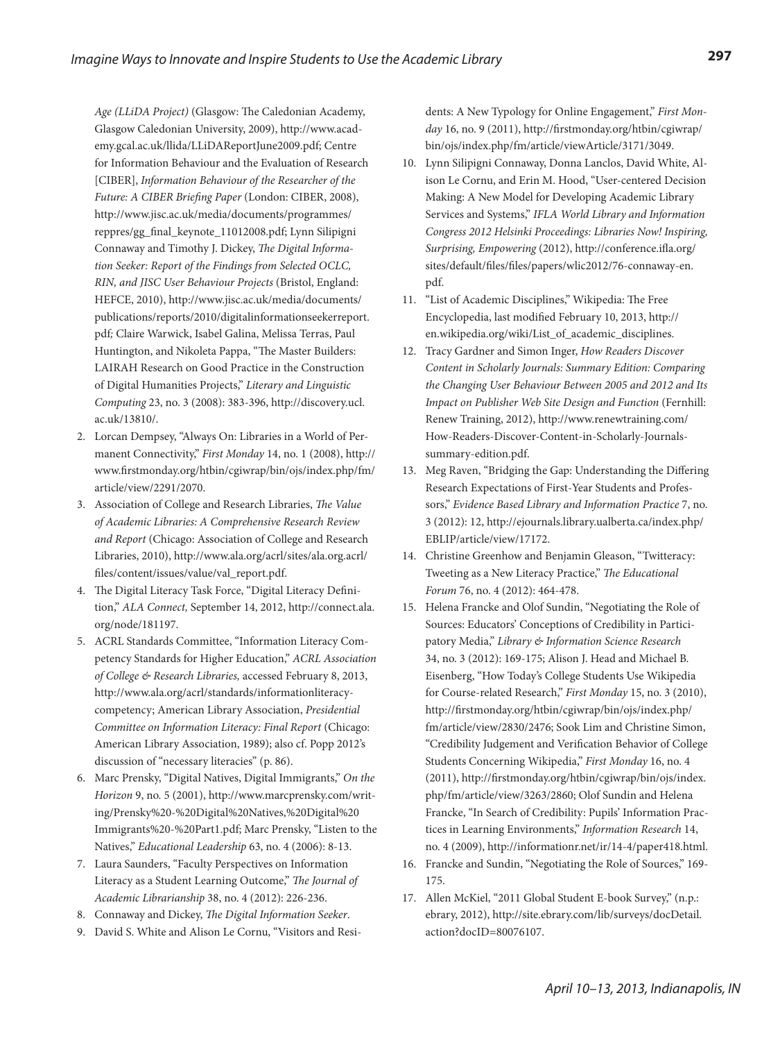*Age (LLiDA Project)* (Glasgow: The Caledonian Academy, Glasgow Caledonian University, 2009), http://www.academy.gcal.ac.uk/llida/LLiDAReportJune2009.pdf; Centre for Information Behaviour and the Evaluation of Research [CIBER], *Information Behaviour of the Researcher of the Future: A CIBER Briefing Paper* (London: CIBER, 2008), http://www.jisc.ac.uk/media/documents/programmes/reppres/gg_final_keynote_11012008.pdf; Lynn Silipigni Connaway and Timothy J. Dickey, *The Digital Information Seeker: Report of the Findings from Selected OCLC, RIN, and JISC User Behaviour Projects* (Bristol, England: HEFCE, 2010), http://www.jisc.ac.uk/media/documents/publications/reports/2010/digitalinformationseekerreport.pdf; Claire Warwick, Isabel Galina, Melissa Terras, Paul Huntington, and Nikoleta Pappa, "The Master Builders: LAIRAH Research on Good Practice in the Construction of Digital Humanities Projects," *Literary and Linguistic Computing* 23, no. 3 (2008): 383-396, http://discovery.ucl.ac.uk/13810/.

2. Lorcan Dempsey, "Always On: Libraries in a World of Permanent Connectivity," *First Monday* 14, no. 1 (2008), http://www.firstmonday.org/htbin/cgiwrap/bin/ojs/index.php/fm/article/view/2291/2070.
3. Association of College and Research Libraries, *The Value of Academic Libraries: A Comprehensive Research Review and Report* (Chicago: Association of College and Research Libraries, 2010), http://www.ala.org/acrl/sites/ala.org.acrl/files/content/issues/value/val_report.pdf.
4. The Digital Literacy Task Force, "Digital Literacy Definition," *ALA Connect,* September 14, 2012, http://connect.ala.org/node/181197.
5. ACRL Standards Committee, "Information Literacy Competency Standards for Higher Education," *ACRL Association of College & Research Libraries,* accessed February 8, 2013, http://www.ala.org/acrl/standards/informationliteracycompetency; American Library Association, *Presidential Committee on Information Literacy: Final Report* (Chicago: American Library Association, 1989); also cf. Popp 2012's discussion of "necessary literacies" (p. 86).
6. Marc Prensky, "Digital Natives, Digital Immigrants," *On the Horizon* 9, no. 5 (2001), http://www.marcprensky.com/writing/Prensky%20-%20Digital%20Natives,%20Digital%20Immigrants%20-%20Part1.pdf; Marc Prensky, "Listen to the Natives," *Educational Leadership* 63, no. 4 (2006): 8-13.
7. Laura Saunders, "Faculty Perspectives on Information Literacy as a Student Learning Outcome," *The Journal of Academic Librarianship* 38, no. 4 (2012): 226-236.
8. Connaway and Dickey, *The Digital Information Seeker*.
9. David S. White and Alison Le Cornu, "Visitors and Residents: A New Typology for Online Engagement," *First Monday* 16, no. 9 (2011), http://firstmonday.org/htbin/cgiwrap/bin/ojs/index.php/fm/article/viewArticle/3171/3049.
10. Lynn Silipigni Connaway, Donna Lanclos, David White, Alison Le Cornu, and Erin M. Hood, "User-centered Decision Making: A New Model for Developing Academic Library Services and Systems," *IFLA World Library and Information Congress 2012 Helsinki Proceedings: Libraries Now! Inspiring, Surprising, Empowering* (2012), http://conference.ifla.org/sites/default/files/files/papers/wlic2012/76-connaway-en.pdf.
11. "List of Academic Disciplines," Wikipedia: The Free Encyclopedia, last modified February 10, 2013, http://en.wikipedia.org/wiki/List_of_academic_disciplines.
12. Tracy Gardner and Simon Inger, *How Readers Discover Content in Scholarly Journals: Summary Edition: Comparing the Changing User Behaviour Between 2005 and 2012 and Its Impact on Publisher Web Site Design and Function* (Fernhill: Renew Training, 2012), http://www.renewtraining.com/How-Readers-Discover-Content-in-Scholarly-Journals-summary-edition.pdf.
13. Meg Raven, "Bridging the Gap: Understanding the Differing Research Expectations of First-Year Students and Professors," *Evidence Based Library and Information Practice* 7, no. 3 (2012): 12, http://ejournals.library.ualberta.ca/index.php/EBLIP/article/view/17172.
14. Christine Greenhow and Benjamin Gleason, "Twitteracy: Tweeting as a New Literacy Practice," *The Educational Forum* 76, no. 4 (2012): 464-478.
15. Helena Francke and Olof Sundin, "Negotiating the Role of Sources: Educators' Conceptions of Credibility in Participatory Media," *Library & Information Science Research* 34, no. 3 (2012): 169-175; Alison J. Head and Michael B. Eisenberg, "How Today's College Students Use Wikipedia for Course-related Research," *First Monday* 15, no. 3 (2010), http://firstmonday.org/htbin/cgiwrap/bin/ojs/index.php/fm/article/view/2830/2476; Sook Lim and Christine Simon, "Credibility Judgement and Verification Behavior of College Students Concerning Wikipedia," *First Monday* 16, no. 4 (2011), http://firstmonday.org/htbin/cgiwrap/bin/ojs/index.php/fm/article/view/3263/2860; Olof Sundin and Helena Francke, "In Search of Credibility: Pupils' Information Practices in Learning Environments," *Information Research* 14, no. 4 (2009), http://informationr.net/ir/14-4/paper418.html.
16. Francke and Sundin, "Negotiating the Role of Sources," 169-175.
17. Allen McKiel, "2011 Global Student E-book Survey," (n.p.: ebrary, 2012), http://site.ebrary.com/lib/surveys/docDetail.action?docID=80076107.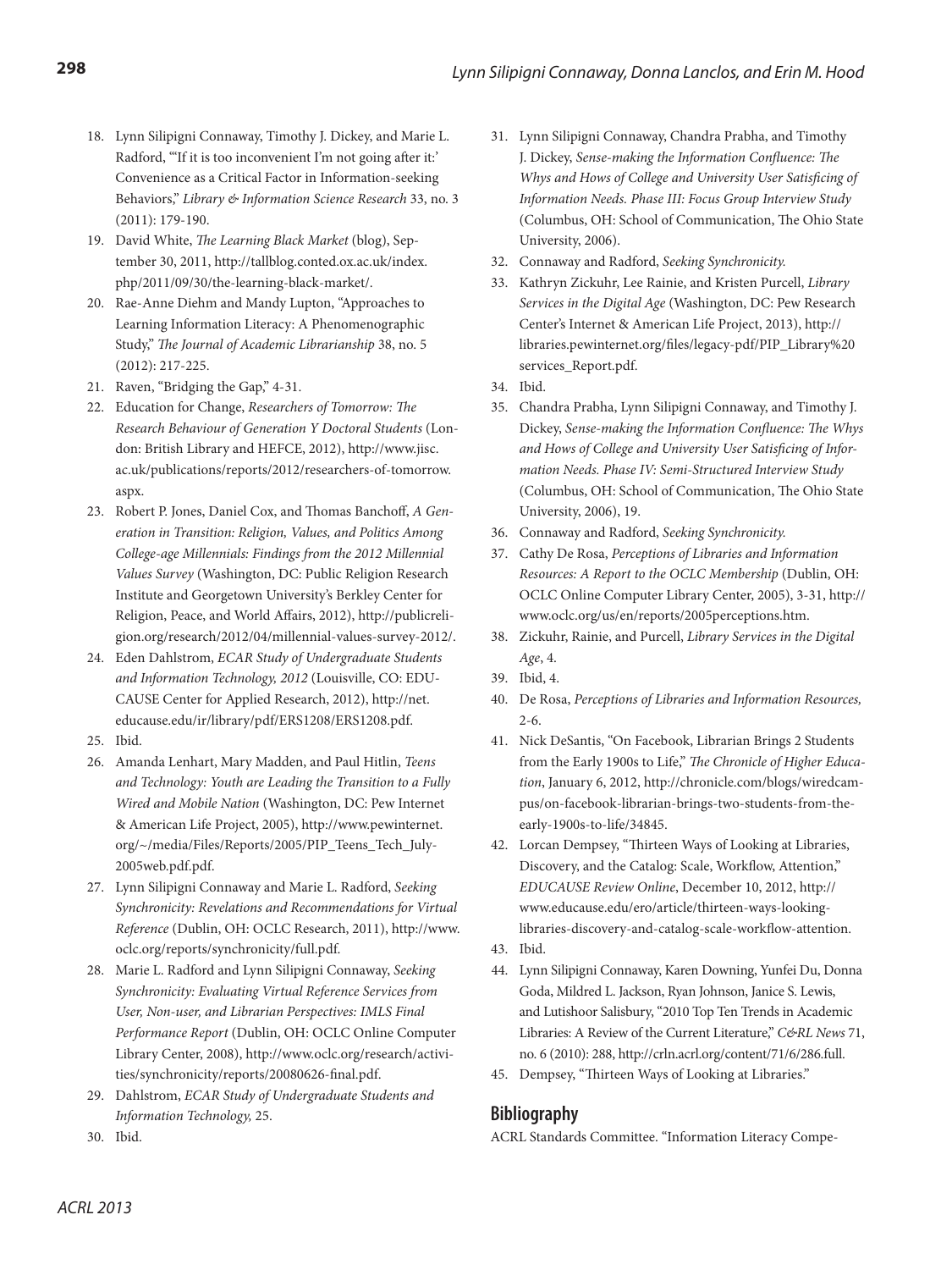18. Lynn Silipigni Connaway, Timothy J. Dickey, and Marie L. Radford, "'If it is too inconvenient I'm not going after it:' Convenience as a Critical Factor in Information-seeking Behaviors," *Library & Information Science Research* 33, no. 3 (2011): 179-190.
19. David White, *The Learning Black Market* (blog), September 30, 2011, http://tallblog.conted.ox.ac.uk/index.php/2011/09/30/the-learning-black-market/.
20. Rae-Anne Diehm and Mandy Lupton, "Approaches to Learning Information Literacy: A Phenomenographic Study," *The Journal of Academic Librarianship* 38, no. 5 (2012): 217-225.
21. Raven, "Bridging the Gap," 4-31.
22. Education for Change, *Researchers of Tomorrow: The Research Behaviour of Generation Y Doctoral Students* (London: British Library and HEFCE, 2012), http://www.jisc.ac.uk/publications/reports/2012/researchers-of-tomorrow.aspx.
23. Robert P. Jones, Daniel Cox, and Thomas Banchoff, *A Generation in Transition: Religion, Values, and Politics Among College-age Millennials: Findings from the 2012 Millennial Values Survey* (Washington, DC: Public Religion Research Institute and Georgetown University's Berkley Center for Religion, Peace, and World Affairs, 2012), http://publicreligion.org/research/2012/04/millennial-values-survey-2012/.
24. Eden Dahlstrom, *ECAR Study of Undergraduate Students and Information Technology, 2012* (Louisville, CO: EDUCAUSE Center for Applied Research, 2012), http://net.educause.edu/ir/library/pdf/ERS1208/ERS1208.pdf.
25. Ibid.
26. Amanda Lenhart, Mary Madden, and Paul Hitlin, *Teens and Technology: Youth are Leading the Transition to a Fully Wired and Mobile Nation* (Washington, DC: Pew Internet & American Life Project, 2005), http://www.pewinternet.org/~/media/Files/Reports/2005/PIP_Teens_Tech_July-2005web.pdf.pdf.
27. Lynn Silipigni Connaway and Marie L. Radford, *Seeking Synchronicity: Revelations and Recommendations for Virtual Reference* (Dublin, OH: OCLC Research, 2011), http://www.oclc.org/reports/synchronicity/full.pdf.
28. Marie L. Radford and Lynn Silipigni Connaway, *Seeking Synchronicity: Evaluating Virtual Reference Services from User, Non-user, and Librarian Perspectives: IMLS Final Performance Report* (Dublin, OH: OCLC Online Computer Library Center, 2008), http://www.oclc.org/research/activities/synchronicity/reports/20080626-final.pdf.
29. Dahlstrom, *ECAR Study of Undergraduate Students and Information Technology,* 25.
30. Ibid.
31. Lynn Silipigni Connaway, Chandra Prabha, and Timothy J. Dickey, *Sense-making the Information Confluence: The Whys and Hows of College and University User Satisficing of Information Needs. Phase III: Focus Group Interview Study* (Columbus, OH: School of Communication, The Ohio State University, 2006).
32. Connaway and Radford, *Seeking Synchronicity.*
33. Kathryn Zickuhr, Lee Rainie, and Kristen Purcell, *Library Services in the Digital Age* (Washington, DC: Pew Research Center's Internet & American Life Project, 2013), http://libraries.pewinternet.org/files/legacy-pdf/PIP_Library%20services_Report.pdf.
34. Ibid.
35. Chandra Prabha, Lynn Silipigni Connaway, and Timothy J. Dickey, *Sense-making the Information Confluence: The Whys and Hows of College and University User Satisficing of Information Needs. Phase IV: Semi-Structured Interview Study* (Columbus, OH: School of Communication, The Ohio State University, 2006), 19.
36. Connaway and Radford, *Seeking Synchronicity.*
37. Cathy De Rosa, *Perceptions of Libraries and Information Resources: A Report to the OCLC Membership* (Dublin, OH: OCLC Online Computer Library Center, 2005), 3-31, http://www.oclc.org/us/en/reports/2005perceptions.htm.
38. Zickuhr, Rainie, and Purcell, *Library Services in the Digital Age*, 4.
39. Ibid, 4.
40. De Rosa, *Perceptions of Libraries and Information Resources,* 2-6.
41. Nick DeSantis, "On Facebook, Librarian Brings 2 Students from the Early 1900s to Life," *The Chronicle of Higher Education*, January 6, 2012, http://chronicle.com/blogs/wiredcampus/on-facebook-librarian-brings-two-students-from-the-early-1900s-to-life/34845.
42. Lorcan Dempsey, "Thirteen Ways of Looking at Libraries, Discovery, and the Catalog: Scale, Workflow, Attention," *EDUCAUSE Review Online*, December 10, 2012, http://www.educause.edu/ero/article/thirteen-ways-looking-libraries-discovery-and-catalog-scale-workflow-attention.
43. Ibid.
44. Lynn Silipigni Connaway, Karen Downing, Yunfei Du, Donna Goda, Mildred L. Jackson, Ryan Johnson, Janice S. Lewis, and Lutishoor Salisbury, "2010 Top Ten Trends in Academic Libraries: A Review of the Current Literature," *C&RL News* 71, no. 6 (2010): 288, http://crln.acrl.org/content/71/6/286.full.
45. Dempsey, "Thirteen Ways of Looking at Libraries."

## Bibliography

ACRL Standards Committee. "Information Literacy Compe-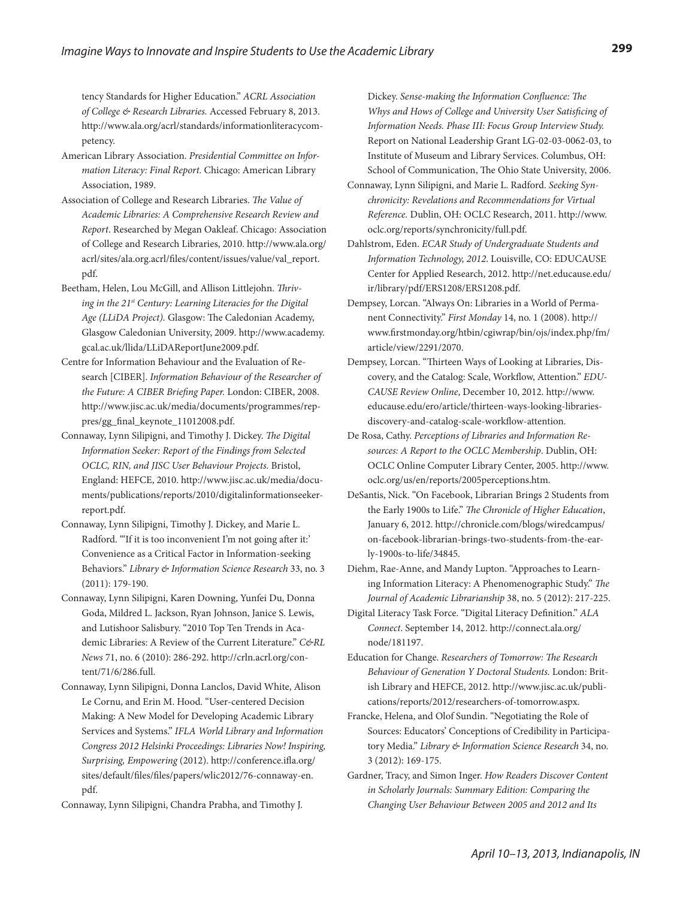tency Standards for Higher Education." *ACRL Association of College & Research Libraries.* Accessed February 8, 2013. http://www.ala.org/acrl/standards/informationliteracycompetency.

American Library Association. *Presidential Committee on Information Literacy: Final Report.* Chicago: American Library Association, 1989.

Association of College and Research Libraries. *The Value of Academic Libraries: A Comprehensive Research Review and Report*. Researched by Megan Oakleaf. Chicago: Association of College and Research Libraries, 2010. http://www.ala.org/acrl/sites/ala.org.acrl/files/content/issues/value/val_report.pdf.

Beetham, Helen, Lou McGill, and Allison Littlejohn. *Thriving in the 21st Century: Learning Literacies for the Digital Age (LLiDA Project).* Glasgow: The Caledonian Academy, Glasgow Caledonian University, 2009. http://www.academy.gcal.ac.uk/llida/LLiDAReportJune2009.pdf.

Centre for Information Behaviour and the Evaluation of Research [CIBER]. *Information Behaviour of the Researcher of the Future: A CIBER Briefing Paper.* London: CIBER, 2008. http://www.jisc.ac.uk/media/documents/programmes/reppres/gg_final_keynote_11012008.pdf.

Connaway, Lynn Silipigni, and Timothy J. Dickey. *The Digital Information Seeker: Report of the Findings from Selected OCLC, RIN, and JISC User Behaviour Projects.* Bristol, England: HEFCE, 2010. http://www.jisc.ac.uk/media/documents/publications/reports/2010/digitalinformationseekerreport.pdf.

Connaway, Lynn Silipigni, Timothy J. Dickey, and Marie L. Radford. "'If it is too inconvenient I'm not going after it:' Convenience as a Critical Factor in Information-seeking Behaviors." *Library & Information Science Research* 33, no. 3 (2011): 179-190.

Connaway, Lynn Silipigni, Karen Downing, Yunfei Du, Donna Goda, Mildred L. Jackson, Ryan Johnson, Janice S. Lewis, and Lutishoor Salisbury. "2010 Top Ten Trends in Academic Libraries: A Review of the Current Literature." *C&RL News* 71, no. 6 (2010): 286-292. http://crln.acrl.org/content/71/6/286.full.

Connaway, Lynn Silipigni, Donna Lanclos, David White, Alison Le Cornu, and Erin M. Hood. "User-centered Decision Making: A New Model for Developing Academic Library Services and Systems." *IFLA World Library and Information Congress 2012 Helsinki Proceedings: Libraries Now! Inspiring, Surprising, Empowering* (2012). http://conference.ifla.org/sites/default/files/files/papers/wlic2012/76-connaway-en.pdf.

Connaway, Lynn Silipigni, Chandra Prabha, and Timothy J. Dickey. *Sense-making the Information Confluence: The Whys and Hows of College and University User Satisficing of Information Needs. Phase III: Focus Group Interview Study.* Report on National Leadership Grant LG-02-03-0062-03, to Institute of Museum and Library Services. Columbus, OH: School of Communication, The Ohio State University, 2006.

Connaway, Lynn Silipigni, and Marie L. Radford. *Seeking Synchronicity: Revelations and Recommendations for Virtual Reference.* Dublin, OH: OCLC Research, 2011. http://www.oclc.org/reports/synchronicity/full.pdf.

Dahlstrom, Eden. *ECAR Study of Undergraduate Students and Information Technology, 2012.* Louisville, CO: EDUCAUSE Center for Applied Research, 2012. http://net.educause.edu/ir/library/pdf/ERS1208/ERS1208.pdf.

Dempsey, Lorcan. "Always On: Libraries in a World of Permanent Connectivity." *First Monday* 14, no. 1 (2008). http://www.firstmonday.org/htbin/cgiwrap/bin/ojs/index.php/fm/article/view/2291/2070.

Dempsey, Lorcan. "Thirteen Ways of Looking at Libraries, Discovery, and the Catalog: Scale, Workflow, Attention." *EDUCAUSE Review Online*, December 10, 2012. http://www.educause.edu/ero/article/thirteen-ways-looking-libraries-discovery-and-catalog-scale-workflow-attention.

De Rosa, Cathy. *Perceptions of Libraries and Information Resources: A Report to the OCLC Membership*. Dublin, OH: OCLC Online Computer Library Center, 2005. http://www.oclc.org/us/en/reports/2005perceptions.htm.

DeSantis, Nick. "On Facebook, Librarian Brings 2 Students from the Early 1900s to Life." *The Chronicle of Higher Education*, January 6, 2012. http://chronicle.com/blogs/wiredcampus/on-facebook-librarian-brings-two-students-from-the-early-1900s-to-life/34845.

Diehm, Rae-Anne, and Mandy Lupton. "Approaches to Learning Information Literacy: A Phenomenographic Study." *The Journal of Academic Librarianship* 38, no. 5 (2012): 217-225.

Digital Literacy Task Force. "Digital Literacy Definition." *ALA Connect*. September 14, 2012. http://connect.ala.org/node/181197.

Education for Change. *Researchers of Tomorrow: The Research Behaviour of Generation Y Doctoral Students.* London: British Library and HEFCE, 2012. http://www.jisc.ac.uk/publications/reports/2012/researchers-of-tomorrow.aspx.

Francke, Helena, and Olof Sundin. "Negotiating the Role of Sources: Educators' Conceptions of Credibility in Participatory Media." *Library & Information Science Research* 34, no. 3 (2012): 169-175.

Gardner, Tracy, and Simon Inger. *How Readers Discover Content in Scholarly Journals: Summary Edition: Comparing the Changing User Behaviour Between 2005 and 2012 and Its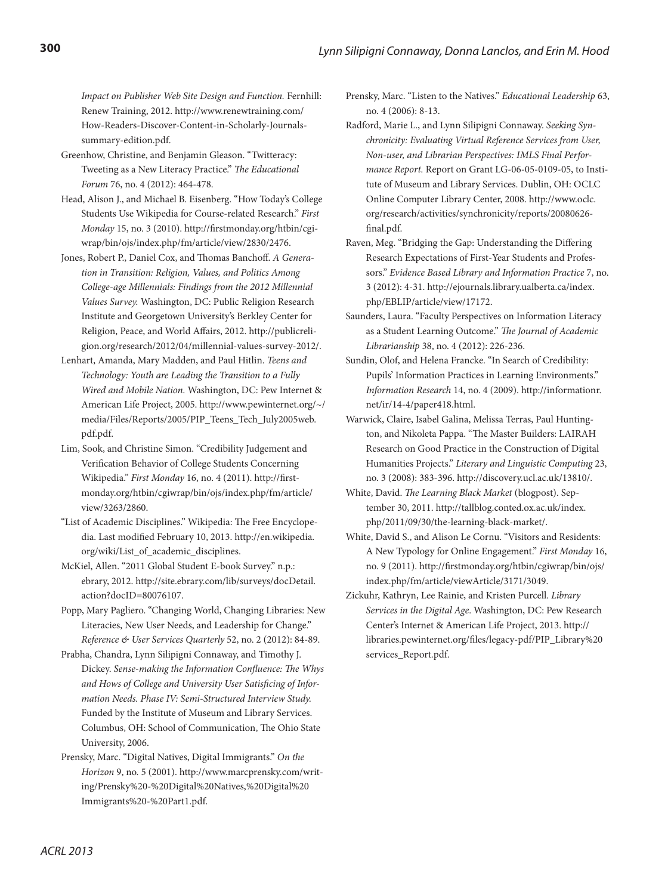*Impact on Publisher Web Site Design and Function.* Fernhill: Renew Training, 2012. http://www.renewtraining.com/How-Readers-Discover-Content-in-Scholarly-Journals-summary-edition.pdf.

Greenhow, Christine, and Benjamin Gleason. "Twitteracy: Tweeting as a New Literacy Practice." *The Educational Forum* 76, no. 4 (2012): 464-478.

Head, Alison J., and Michael B. Eisenberg. "How Today's College Students Use Wikipedia for Course-related Research." *First Monday* 15, no. 3 (2010). http://firstmonday.org/htbin/cgiwrap/bin/ojs/index.php/fm/article/view/2830/2476.

Jones, Robert P., Daniel Cox, and Thomas Banchoff. *A Generation in Transition: Religion, Values, and Politics Among College-age Millennials: Findings from the 2012 Millennial Values Survey.* Washington, DC: Public Religion Research Institute and Georgetown University's Berkley Center for Religion, Peace, and World Affairs, 2012. http://publicreligion.org/research/2012/04/millennial-values-survey-2012/.

Lenhart, Amanda, Mary Madden, and Paul Hitlin. *Teens and Technology: Youth are Leading the Transition to a Fully Wired and Mobile Nation.* Washington, DC: Pew Internet & American Life Project, 2005. http://www.pewinternet.org/~/media/Files/Reports/2005/PIP_Teens_Tech_July2005web.pdf.pdf.

Lim, Sook, and Christine Simon. "Credibility Judgement and Verification Behavior of College Students Concerning Wikipedia." *First Monday* 16, no. 4 (2011). http://firstmonday.org/htbin/cgiwrap/bin/ojs/index.php/fm/article/view/3263/2860.

"List of Academic Disciplines." Wikipedia: The Free Encyclopedia. Last modified February 10, 2013. http://en.wikipedia.org/wiki/List_of_academic_disciplines.

McKiel, Allen. "2011 Global Student E-book Survey." n.p.: ebrary, 2012. http://site.ebrary.com/lib/surveys/docDetail.action?docID=80076107.

Popp, Mary Pagliero. "Changing World, Changing Libraries: New Literacies, New User Needs, and Leadership for Change." *Reference & User Services Quarterly* 52, no. 2 (2012): 84-89.

Prabha, Chandra, Lynn Silipigni Connaway, and Timothy J. Dickey. *Sense-making the Information Confluence: The Whys and Hows of College and University User Satisficing of Information Needs. Phase IV: Semi-Structured Interview Study.* Funded by the Institute of Museum and Library Services. Columbus, OH: School of Communication, The Ohio State University, 2006.

Prensky, Marc. "Digital Natives, Digital Immigrants." *On the Horizon* 9, no. 5 (2001). http://www.marcprensky.com/writing/Prensky%20-%20Digital%20Natives,%20Digital%20Immigrants%20-%20Part1.pdf.

Prensky, Marc. "Listen to the Natives." *Educational Leadership* 63, no. 4 (2006): 8-13.

Radford, Marie L., and Lynn Silipigni Connaway. *Seeking Synchronicity: Evaluating Virtual Reference Services from User, Non-user, and Librarian Perspectives: IMLS Final Performance Report.* Report on Grant LG-06-05-0109-05, to Institute of Museum and Library Services. Dublin, OH: OCLC Online Computer Library Center, 2008. http://www.oclc.org/research/activities/synchronicity/reports/20080626-final.pdf.

Raven, Meg. "Bridging the Gap: Understanding the Differing Research Expectations of First-Year Students and Professors." *Evidence Based Library and Information Practice* 7, no. 3 (2012): 4-31. http://ejournals.library.ualberta.ca/index.php/EBLIP/article/view/17172.

Saunders, Laura. "Faculty Perspectives on Information Literacy as a Student Learning Outcome." *The Journal of Academic Librarianship* 38, no. 4 (2012): 226-236.

Sundin, Olof, and Helena Francke. "In Search of Credibility: Pupils' Information Practices in Learning Environments." *Information Research* 14, no. 4 (2009). http://informationr.net/ir/14-4/paper418.html.

Warwick, Claire, Isabel Galina, Melissa Terras, Paul Huntington, and Nikoleta Pappa. "The Master Builders: LAIRAH Research on Good Practice in the Construction of Digital Humanities Projects." *Literary and Linguistic Computing* 23, no. 3 (2008): 383-396. http://discovery.ucl.ac.uk/13810/.

White, David. *The Learning Black Market* (blogpost). September 30, 2011. http://tallblog.conted.ox.ac.uk/index.php/2011/09/30/the-learning-black-market/.

White, David S., and Alison Le Cornu. "Visitors and Residents: A New Typology for Online Engagement." *First Monday* 16, no. 9 (2011). http://firstmonday.org/htbin/cgiwrap/bin/ojs/index.php/fm/article/viewArticle/3171/3049.

Zickuhr, Kathryn, Lee Rainie, and Kristen Purcell. *Library Services in the Digital Age*. Washington, DC: Pew Research Center's Internet & American Life Project, 2013. http://libraries.pewinternet.org/files/legacy-pdf/PIP_Library%20services_Report.pdf.